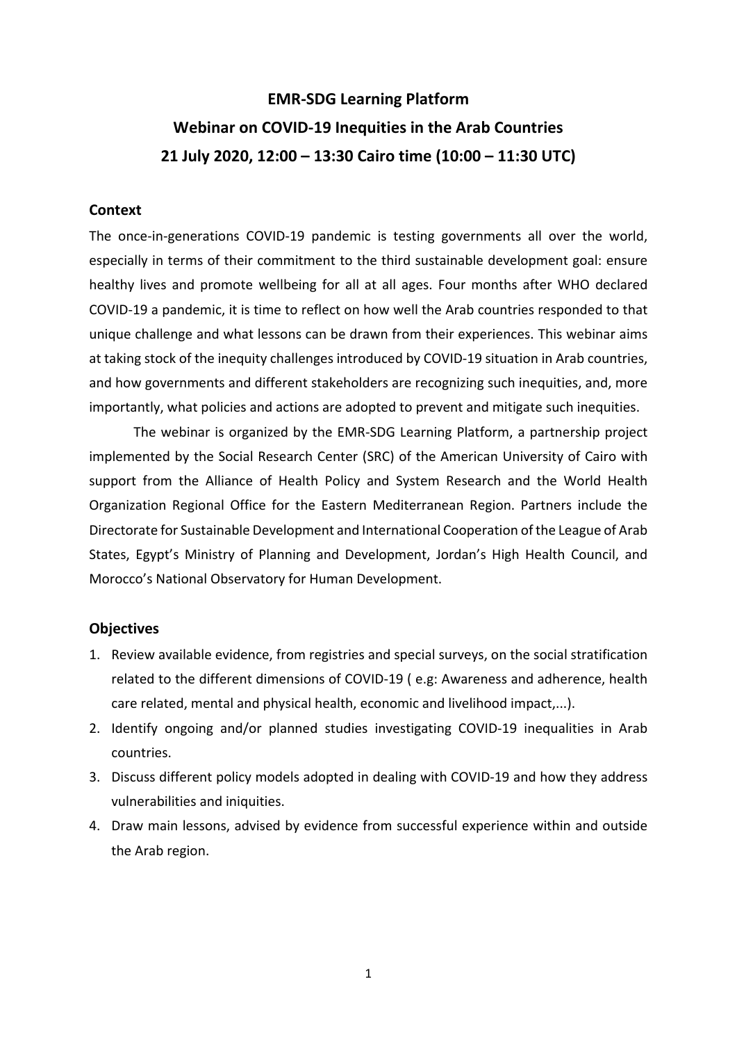# EMR-SDG Learning Platform

# Webinar on COVID-19 Inequities in the Arab Countries

# 21 July 2020, 12:00 – 13:30 Cairo time (10:00 – 11:30 UTC)

## Context

The once-in-generations COVID-19 pandemic is testing governments all over the world, especially in terms of their commitment to the third sustainable development goal: ensure healthy lives and promote wellbeing for all at all ages. Four months after WHO declared COVID-19 a pandemic, it is time to reflect on how well the Arab countries responded to that unique challenge and what lessons can be drawn from their experiences. This webinar aims at taking stock of the inequity challenges introduced by COVID-19 situation in Arab countries, and how governments and different stakeholders are recognizing such inequities, and, more importantly, what policies and actions are adopted to prevent and mitigate such inequities.

The webinar is organized by the EMR-SDG Learning Platform, a partnership project implemented by the Social Research Center (SRC) of the American University of Cairo with support from the Alliance of Health Policy and System Research and the World Health Organization Regional Office for the Eastern Mediterranean Region. Partners include the Directorate for Sustainable Development and International Cooperation of the League of Arab States, Egypt's Ministry of Planning and Development, Jordan's High Health Council, and Morocco's National Observatory for Human Development.

## Objectives

1. Review available evidence, from registries and special surveys, on the social stratification related to the different dimensions of COVID-19 ( e.g: Awareness and adherence, health care related, mental and physical health, economic and livelihood impact,...).
2. Identify ongoing and/or planned studies investigating COVID-19 inequalities in Arab countries.
3. Discuss different policy models adopted in dealing with COVID-19 and how they address vulnerabilities and iniquities.
4. Draw main lessons, advised by evidence from successful experience within and outside the Arab region.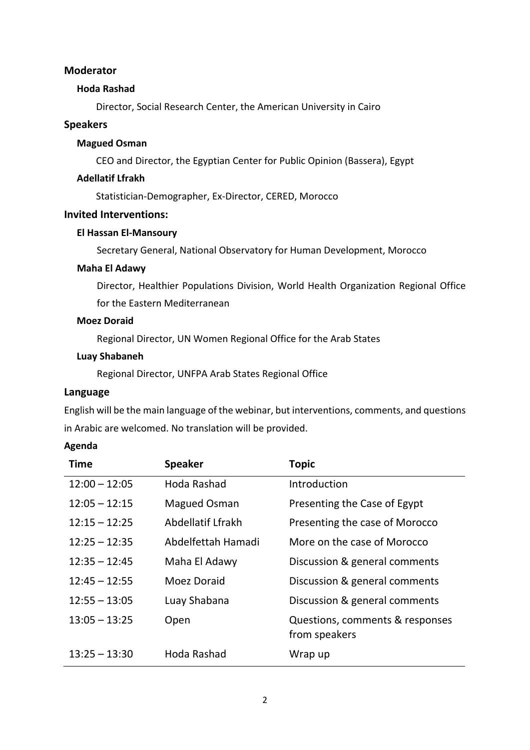## Moderator

**Hoda Rashad**

Director, Social Research Center, the American University in Cairo

## Speakers

**Magued Osman**

CEO and Director, the Egyptian Center for Public Opinion (Bassera), Egypt

**Adellatif Lfrakh**

Statistician-Demographer, Ex-Director, CERED, Morocco

## Invited Interventions:

**El Hassan El-Mansoury**

Secretary General, National Observatory for Human Development, Morocco

**Maha El Adawy**

Director, Healthier Populations Division, World Health Organization Regional Office for the Eastern Mediterranean

**Moez Doraid**

Regional Director, UN Women Regional Office for the Arab States

**Luay Shabaneh**

Regional Director, UNFPA Arab States Regional Office

## Language

English will be the main language of the webinar, but interventions, comments, and questions in Arabic are welcomed. No translation will be provided.

**Agenda**

| Time | Speaker | Topic |
|---|---|---|
| 12:00 – 12:05 | Hoda Rashad | Introduction |
| 12:05 – 12:15 | Magued Osman | Presenting the Case of Egypt |
| 12:15 – 12:25 | Abdellatif Lfrakh | Presenting the case of Morocco |
| 12:25 – 12:35 | Abdelfettah Hamadi | More on the case of Morocco |
| 12:35 – 12:45 | Maha El Adawy | Discussion & general comments |
| 12:45 – 12:55 | Moez Doraid | Discussion & general comments |
| 12:55 – 13:05 | Luay Shabana | Discussion & general comments |
| 13:05 – 13:25 | Open | Questions, comments & responses from speakers |
| 13:25 – 13:30 | Hoda Rashad | Wrap up |